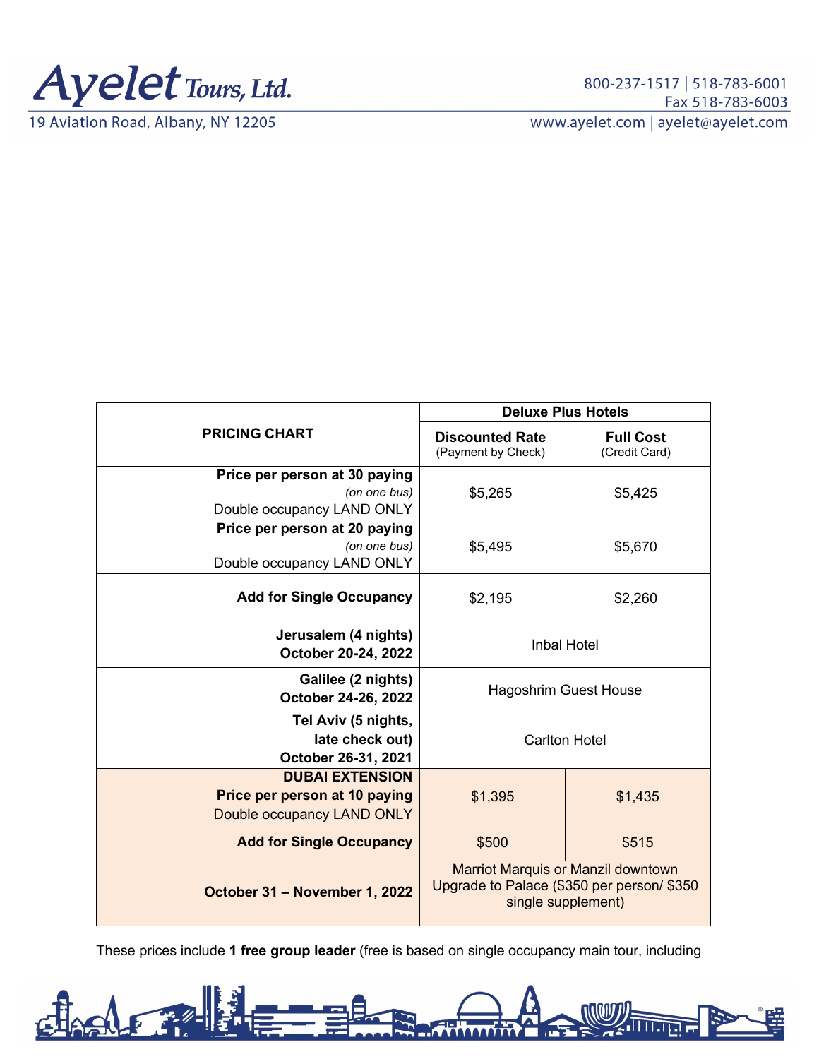# Ayelet Tours, Ltd.

19 Aviation Road, Albany, NY 12205

800-237-1517 | 518-783-6001
Fax 518-783-6003
www.ayelet.com | ayelet@ayelet.com

| PRICING CHART | Deluxe Plus Hotels | |
|---|---|---|
| | **Discounted Rate** (Payment by Check) | **Full Cost** (Credit Card) |
| **Price per person at 30 paying** *(on one bus)* Double occupancy LAND ONLY | $5,265 | $5,425 |
| **Price per person at 20 paying** *(on one bus)* Double occupancy LAND ONLY | $5,495 | $5,670 |
| **Add for Single Occupancy** | $2,195 | $2,260 |
| **Jerusalem (4 nights) October 20-24, 2022** | Inbal Hotel | |
| **Galilee (2 nights) October 24-26, 2022** | Hagoshrim Guest House | |
| **Tel Aviv (5 nights, late check out) October 26-31, 2021** | Carlton Hotel | |
| **DUBAI EXTENSION Price per person at 10 paying** Double occupancy LAND ONLY | $1,395 | $1,435 |
| **Add for Single Occupancy** | $500 | $515 |
| **October 31 – November 1, 2022** | Marriot Marquis or Manzil downtown Upgrade to Palace ($350 per person/ $350 single supplement) | |

These prices include **1 free group leader** (free is based on single occupancy main tour, including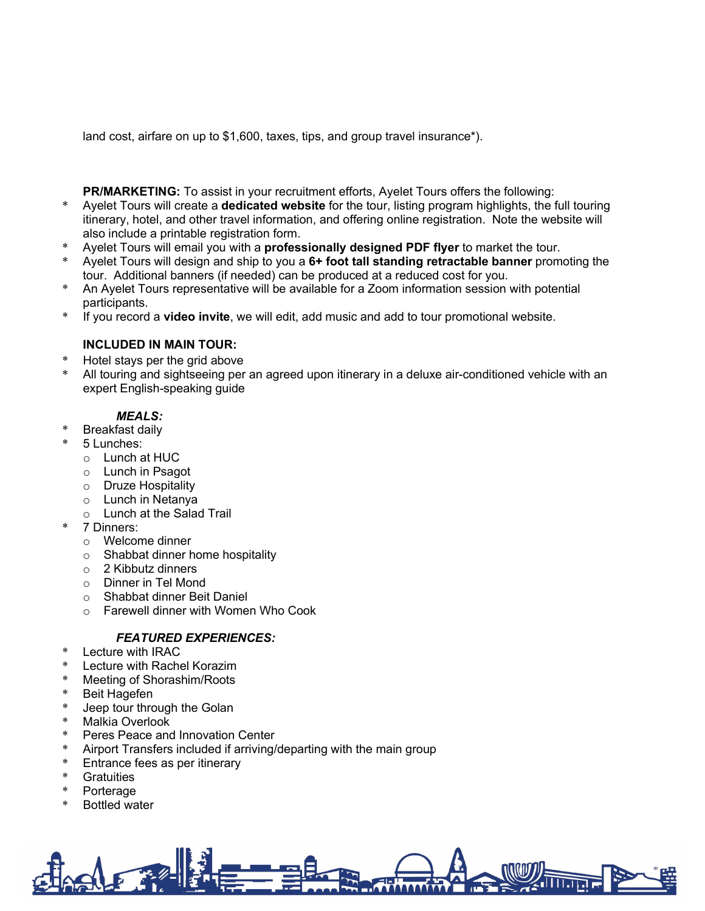land cost, airfare on up to $1,600, taxes, tips, and group travel insurance*).

**PR/MARKETING:** To assist in your recruitment efforts, Ayelet Tours offers the following:

* Ayelet Tours will create a **dedicated website** for the tour, listing program highlights, the full touring itinerary, hotel, and other travel information, and offering online registration. Note the website will also include a printable registration form.
* Ayelet Tours will email you with a **professionally designed PDF flyer** to market the tour.
* Ayelet Tours will design and ship to you a **6+ foot tall standing retractable banner** promoting the tour. Additional banners (if needed) can be produced at a reduced cost for you.
* An Ayelet Tours representative will be available for a Zoom information session with potential participants.
* If you record a **video invite**, we will edit, add music and add to tour promotional website.

**INCLUDED IN MAIN TOUR:**

* Hotel stays per the grid above
* All touring and sightseeing per an agreed upon itinerary in a deluxe air-conditioned vehicle with an expert English-speaking guide

***MEALS:***

* Breakfast daily
* 5 Lunches:
  - Lunch at HUC
  - Lunch in Psagot
  - Druze Hospitality
  - Lunch in Netanya
  - Lunch at the Salad Trail
* 7 Dinners:
  - Welcome dinner
  - Shabbat dinner home hospitality
  - 2 Kibbutz dinners
  - Dinner in Tel Mond
  - Shabbat dinner Beit Daniel
  - Farewell dinner with Women Who Cook

***FEATURED EXPERIENCES:***

* Lecture with IRAC
* Lecture with Rachel Korazim
* Meeting of Shorashim/Roots
* Beit Hagefen
* Jeep tour through the Golan
* Malkia Overlook
* Peres Peace and Innovation Center
* Airport Transfers included if arriving/departing with the main group
* Entrance fees as per itinerary
* Gratuities
* Porterage
* Bottled water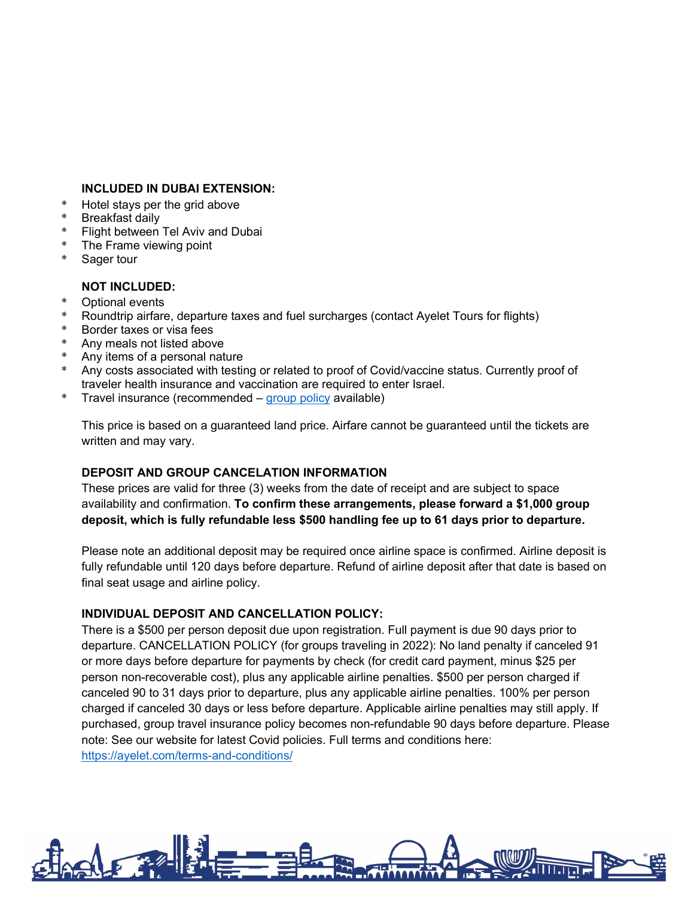**INCLUDED IN DUBAI EXTENSION:**

* Hotel stays per the grid above
* Breakfast daily
* Flight between Tel Aviv and Dubai
* The Frame viewing point
* Sager tour

**NOT INCLUDED:**

* Optional events
* Roundtrip airfare, departure taxes and fuel surcharges (contact Ayelet Tours for flights)
* Border taxes or visa fees
* Any meals not listed above
* Any items of a personal nature
* Any costs associated with testing or related to proof of Covid/vaccine status. Currently proof of traveler health insurance and vaccination are required to enter Israel.
* Travel insurance (recommended – group policy available)

This price is based on a guaranteed land price. Airfare cannot be guaranteed until the tickets are written and may vary.

**DEPOSIT AND GROUP CANCELATION INFORMATION**

These prices are valid for three (3) weeks from the date of receipt and are subject to space availability and confirmation. **To confirm these arrangements, please forward a $1,000 group deposit, which is fully refundable less $500 handling fee up to 61 days prior to departure.**

Please note an additional deposit may be required once airline space is confirmed. Airline deposit is fully refundable until 120 days before departure. Refund of airline deposit after that date is based on final seat usage and airline policy.

**INDIVIDUAL DEPOSIT AND CANCELLATION POLICY:**

There is a $500 per person deposit due upon registration. Full payment is due 90 days prior to departure. CANCELLATION POLICY (for groups traveling in 2022): No land penalty if canceled 91 or more days before departure for payments by check (for credit card payment, minus $25 per person non-recoverable cost), plus any applicable airline penalties. $500 per person charged if canceled 90 to 31 days prior to departure, plus any applicable airline penalties. 100% per person charged if canceled 30 days or less before departure. Applicable airline penalties may still apply. If purchased, group travel insurance policy becomes non-refundable 90 days before departure. Please note: See our website for latest Covid policies. Full terms and conditions here: https://ayelet.com/terms-and-conditions/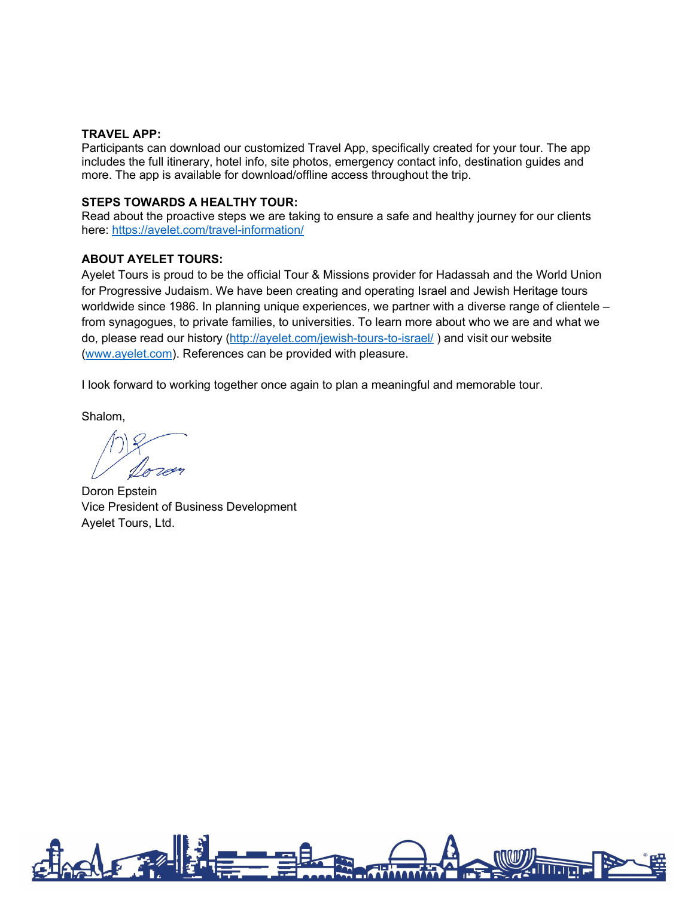**TRAVEL APP:**
Participants can download our customized Travel App, specifically created for your tour. The app includes the full itinerary, hotel info, site photos, emergency contact info, destination guides and more. The app is available for download/offline access throughout the trip.

**STEPS TOWARDS A HEALTHY TOUR:**
Read about the proactive steps we are taking to ensure a safe and healthy journey for our clients here: https://ayelet.com/travel-information/

**ABOUT AYELET TOURS:**
Ayelet Tours is proud to be the official Tour & Missions provider for Hadassah and the World Union for Progressive Judaism. We have been creating and operating Israel and Jewish Heritage tours worldwide since 1986. In planning unique experiences, we partner with a diverse range of clientele – from synagogues, to private families, to universities. To learn more about who we are and what we do, please read our history (http://ayelet.com/jewish-tours-to-israel/ ) and visit our website (www.ayelet.com). References can be provided with pleasure.

I look forward to working together once again to plan a meaningful and memorable tour.

Shalom,

Doron Epstein
Vice President of Business Development
Ayelet Tours, Ltd.